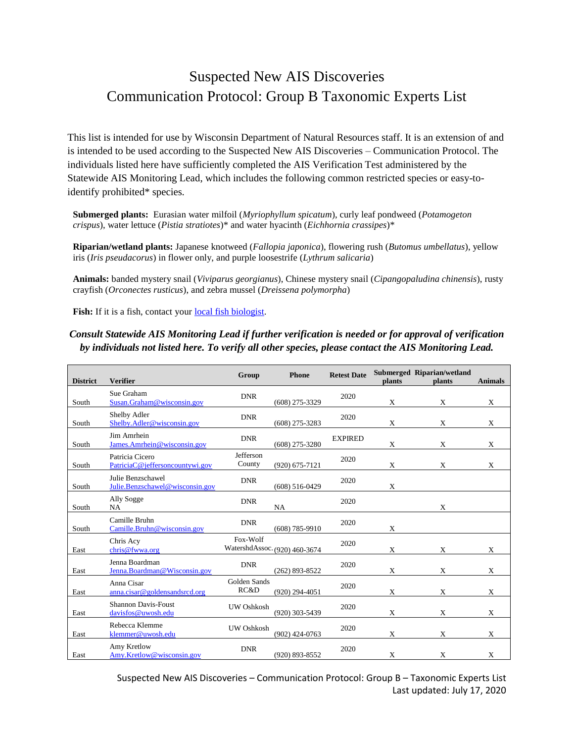# Suspected New AIS Discoveries
# Communication Protocol: Group B Taxonomic Experts List

This list is intended for use by Wisconsin Department of Natural Resources staff. It is an extension of and is intended to be used according to the Suspected New AIS Discoveries – Communication Protocol. The individuals listed here have sufficiently completed the AIS Verification Test administered by the Statewide AIS Monitoring Lead, which includes the following common restricted species or easy-to-identify prohibited* species.

**Submerged plants:** Eurasian water milfoil (*Myriophyllum spicatum*), curly leaf pondweed (*Potamogeton crispus*), water lettuce (*Pistia stratiotes*)* and water hyacinth (*Eichhornia crassipes*)*

**Riparian/wetland plants:** Japanese knotweed (*Fallopia japonica*), flowering rush (*Butomus umbellatus*), yellow iris (*Iris pseudacorus*) in flower only, and purple loosestrife (*Lythrum salicaria*)

**Animals:** banded mystery snail (*Viviparus georgianus*), Chinese mystery snail (*Cipangopaludina chinensis*), rusty crayfish (*Orconectes rusticus*), and zebra mussel (*Dreissena polymorpha*)

**Fish:** If it is a fish, contact your local fish biologist.

***Consult Statewide AIS Monitoring Lead if further verification is needed or for approval of verification by individuals not listed here. To verify all other species, please contact the AIS Monitoring Lead.***

| District | Verifier | Group | Phone | Retest Date | Submerged plants | Riparian/wetland plants | Animals |
|---|---|---|---|---|---|---|---|
| South | Sue Graham<br>Susan.Graham@wisconsin.gov | DNR | (608) 275-3329 | 2020 | X | X | X |
| South | Shelby Adler<br>Shelby.Adler@wisconsin.gov | DNR | (608) 275-3283 | 2020 | X | X | X |
| South | Jim Amrhein<br>James.Amrhein@wisconsin.gov | DNR | (608) 275-3280 | EXPIRED | X | X | X |
| South | Patricia Cicero<br>PatriciaC@jeffersoncountywi.gov | Jefferson County | (920) 675-7121 | 2020 | X | X | X |
| South | Julie Benzschawel<br>Julie.Benzschawel@wisconsin.gov | DNR | (608) 516-0429 | 2020 | X | | |
| South | Ally Sogge<br>NA | DNR | NA | 2020 | | X | |
| South | Camille Bruhn<br>Camille.Bruhn@wisconsin.gov | DNR | (608) 785-9910 | 2020 | X | | |
| East | Chris Acy<br>chris@fwwa.org | Fox-Wolf WatershdAssoc. | (920) 460-3674 | 2020 | X | X | X |
| East | Jenna Boardman<br>Jenna.Boardman@Wisconsin.gov | DNR | (262) 893-8522 | 2020 | X | X | X |
| East | Anna Cisar<br>anna.cisar@goldensandsrcd.org | Golden Sands RC&D | (920) 294-4051 | 2020 | X | X | X |
| East | Shannon Davis-Foust<br>davisfos@uwosh.edu | UW Oshkosh | (920) 303-5439 | 2020 | X | X | X |
| East | Rebecca Klemme<br>klemmer@uwosh.edu | UW Oshkosh | (902) 424-0763 | 2020 | X | X | X |
| East | Amy Kretlow<br>Amy.Kretlow@wisconsin.gov | DNR | (920) 893-8552 | 2020 | X | X | X |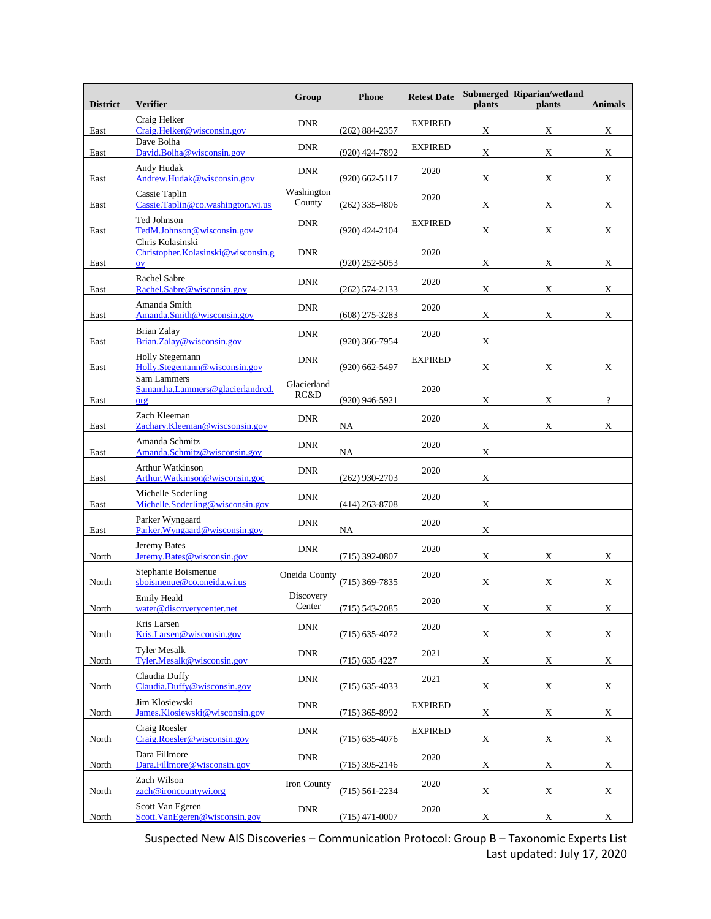| District | Verifier | Group | Phone | Retest Date | Submerged plants | Riparian/wetland plants | Animals |
|---|---|---|---|---|---|---|---|
| East | Craig Helker Craig.Helker@wisconsin.gov | DNR | (262) 884-2357 | EXPIRED | X | X | X |
| East | Dave Bolha David.Bolha@wisconsin.gov | DNR | (920) 424-7892 | EXPIRED | X | X | X |
| East | Andy Hudak Andrew.Hudak@wisconsin.gov | DNR | (920) 662-5117 | 2020 | X | X | X |
| East | Cassie Taplin Cassie.Taplin@co.washington.wi.us | Washington County | (262) 335-4806 | 2020 | X | X | X |
| East | Ted Johnson TedM.Johnson@wisconsin.gov | DNR | (920) 424-2104 | EXPIRED | X | X | X |
| East | Chris Kolasinski Christopher.Kolasinski@wisconsin.gov | DNR | (920) 252-5053 | 2020 | X | X | X |
| East | Rachel Sabre Rachel.Sabre@wisconsin.gov | DNR | (262) 574-2133 | 2020 | X | X | X |
| East | Amanda Smith Amanda.Smith@wisconsin.gov | DNR | (608) 275-3283 | 2020 | X | X | X |
| East | Brian Zalay Brian.Zalay@wisconsin.gov | DNR | (920) 366-7954 | 2020 | X | | |
| East | Holly Stegemann Holly.Stegemann@wisconsin.gov | DNR | (920) 662-5497 | EXPIRED | X | X | X |
| East | Sam Lammers Samantha.Lammers@glacierlandrcd.org | Glacierland RC&D | (920) 946-5921 | 2020 | X | X | ? |
| East | Zach Kleeman Zachary.Kleeman@wiscsonsin.gov | DNR | NA | 2020 | X | X | X |
| East | Amanda Schmitz Amanda.Schmitz@wisconsin.gov | DNR | NA | 2020 | X | | |
| East | Arthur Watkinson Arthur.Watkinson@wisconsin.goc | DNR | (262) 930-2703 | 2020 | X | | |
| East | Michelle Soderling Michelle.Soderling@wisconsin.gov | DNR | (414) 263-8708 | 2020 | X | | |
| East | Parker Wyngaard Parker.Wyngaard@wisconsin.gov | DNR | NA | 2020 | X | | |
| North | Jeremy Bates Jeremy.Bates@wisconsin.gov | DNR | (715) 392-0807 | 2020 | X | X | X |
| North | Stephanie Boismenue sboismenue@co.oneida.wi.us | Oneida County | (715) 369-7835 | 2020 | X | X | X |
| North | Emily Heald water@discoverycenter.net | Discovery Center | (715) 543-2085 | 2020 | X | X | X |
| North | Kris Larsen Kris.Larsen@wisconsin.gov | DNR | (715) 635-4072 | 2020 | X | X | X |
| North | Tyler Mesalk Tyler.Mesalk@wisconsin.gov | DNR | (715) 635 4227 | 2021 | X | X | X |
| North | Claudia Duffy Claudia.Duffy@wisconsin.gov | DNR | (715) 635-4033 | 2021 | X | X | X |
| North | Jim Klosiewski James.Klosiewski@wisconsin.gov | DNR | (715) 365-8992 | EXPIRED | X | X | X |
| North | Craig Roesler Craig.Roesler@wisconsin.gov | DNR | (715) 635-4076 | EXPIRED | X | X | X |
| North | Dara Fillmore Dara.Fillmore@wisconsin.gov | DNR | (715) 395-2146 | 2020 | X | X | X |
| North | Zach Wilson zach@ironcountywi.org | Iron County | (715) 561-2234 | 2020 | X | X | X |
| North | Scott Van Egeren Scott.VanEgeren@wisconsin.gov | DNR | (715) 471-0007 | 2020 | X | X | X |

Suspected New AIS Discoveries – Communication Protocol: Group B – Taxonomic Experts List
Last updated: July 17, 2020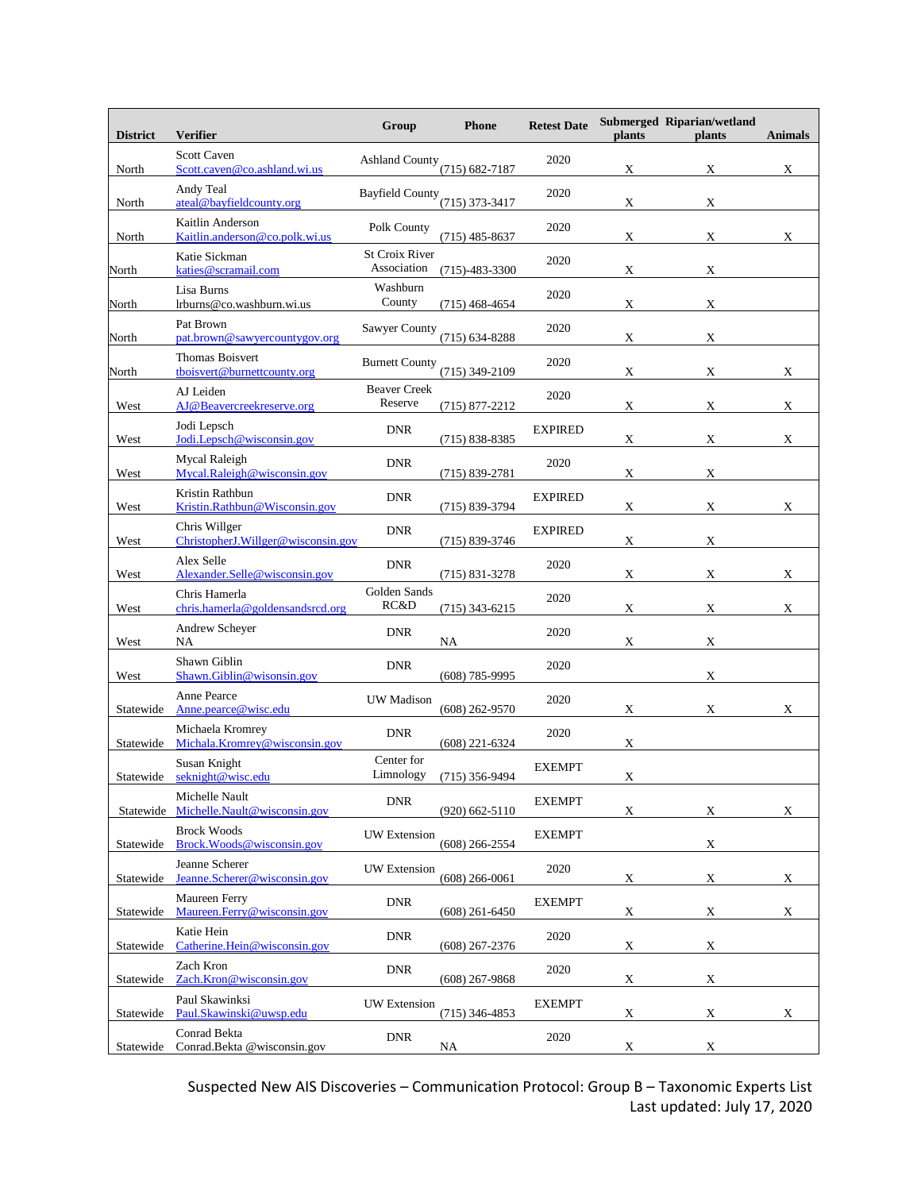| District | Verifier | Group | Phone | Retest Date | Submerged plants | Riparian/wetland plants | Animals |
|---|---|---|---|---|---|---|---|
| North | Scott Caven Scott.caven@co.ashland.wi.us | Ashland County | (715) 682-7187 | 2020 | X | X | X |
| North | Andy Teal ateal@bayfieldcounty.org | Bayfield County | (715) 373-3417 | 2020 | X | X | |
| North | Kaitlin Anderson Kaitlin.anderson@co.polk.wi.us | Polk County | (715) 485-8637 | 2020 | X | X | X |
| North | Katie Sickman katies@scramail.com | St Croix River Association | (715)-483-3300 | 2020 | X | X | |
| North | Lisa Burns lrburns@co.washburn.wi.us | Washburn County | (715) 468-4654 | 2020 | X | X | |
| North | Pat Brown pat.brown@sawyercountygov.org | Sawyer County | (715) 634-8288 | 2020 | X | X | |
| North | Thomas Boisvert tboisvert@burnettcounty.org | Burnett County | (715) 349-2109 | 2020 | X | X | X |
| West | AJ Leiden AJ@Beavercreekreserve.org | Beaver Creek Reserve | (715) 877-2212 | 2020 | X | X | X |
| West | Jodi Lepsch Jodi.Lepsch@wisconsin.gov | DNR | (715) 838-8385 | EXPIRED | X | X | X |
| West | Mycal Raleigh Mycal.Raleigh@wisconsin.gov | DNR | (715) 839-2781 | 2020 | X | X | |
| West | Kristin Rathbun Kristin.Rathbun@Wisconsin.gov | DNR | (715) 839-3794 | EXPIRED | X | X | X |
| West | Chris Willger ChristopherJ.Willger@wisconsin.gov | DNR | (715) 839-3746 | EXPIRED | X | X | |
| West | Alex Selle Alexander.Selle@wisconsin.gov | DNR | (715) 831-3278 | 2020 | X | X | X |
| West | Chris Hamerla chris.hamerla@goldensandsrcd.org | Golden Sands RC&D | (715) 343-6215 | 2020 | X | X | X |
| West | Andrew Scheyer NA | DNR | NA | 2020 | X | X | |
| West | Shawn Giblin Shawn.Giblin@wisonsin.gov | DNR | (608) 785-9995 | 2020 | | X | |
| Statewide | Anne Pearce Anne.pearce@wisc.edu | UW Madison | (608) 262-9570 | 2020 | X | X | X |
| Statewide | Michaela Kromrey Michala.Kromrey@wisconsin.gov | DNR | (608) 221-6324 | 2020 | X | | |
| Statewide | Susan Knight seknight@wisc.edu | Center for Limnology | (715) 356-9494 | EXEMPT | X | | |
| Statewide | Michelle Nault Michelle.Nault@wisconsin.gov | DNR | (920) 662-5110 | EXEMPT | X | X | X |
| Statewide | Brock Woods Brock.Woods@wisconsin.gov | UW Extension | (608) 266-2554 | EXEMPT | | X | |
| Statewide | Jeanne Scherer Jeanne.Scherer@wisconsin.gov | UW Extension | (608) 266-0061 | 2020 | X | X | X |
| Statewide | Maureen Ferry Maureen.Ferry@wisconsin.gov | DNR | (608) 261-6450 | EXEMPT | X | X | X |
| Statewide | Katie Hein Catherine.Hein@wisconsin.gov | DNR | (608) 267-2376 | 2020 | X | X | |
| Statewide | Zach Kron Zach.Kron@wisconsin.gov | DNR | (608) 267-9868 | 2020 | X | X | |
| Statewide | Paul Skawinkski Paul.Skawinski@uwsp.edu | UW Extension | (715) 346-4853 | EXEMPT | X | X | X |
| Statewide | Conrad Bekta Conrad.Bekta @wisconsin.gov | DNR | NA | 2020 | X | X | |

Suspected New AIS Discoveries – Communication Protocol: Group B – Taxonomic Experts List
Last updated: July 17, 2020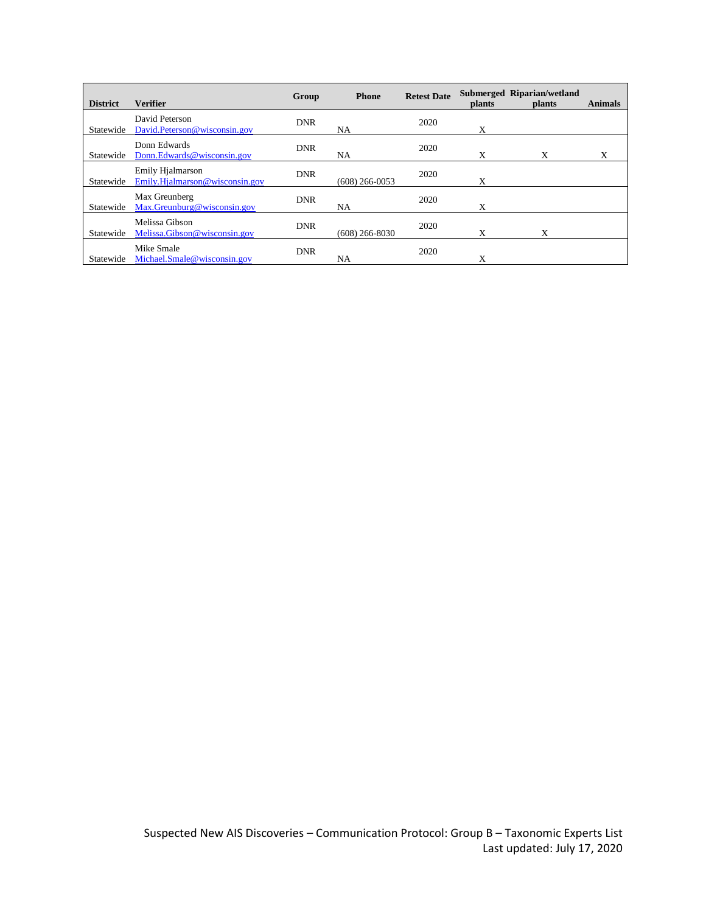| District | Verifier | Group | Phone | Retest Date | Submerged plants | Riparian/wetland plants | Animals |
|---|---|---|---|---|---|---|---|
| Statewide | David Peterson David.Peterson@wisconsin.gov | DNR | NA | 2020 | X | | |
| Statewide | Donn Edwards Donn.Edwards@wisconsin.gov | DNR | NA | 2020 | X | X | X |
| Statewide | Emily Hjalmarson Emily.Hjalmarson@wisconsin.gov | DNR | (608) 266-0053 | 2020 | X | | |
| Statewide | Max Greunberg Max.Greunburg@wisconsin.gov | DNR | NA | 2020 | X | | |
| Statewide | Melissa Gibson Melissa.Gibson@wisconsin.gov | DNR | (608) 266-8030 | 2020 | X | X | |
| Statewide | Mike Smale Michael.Smale@wisconsin.gov | DNR | NA | 2020 | X | | |